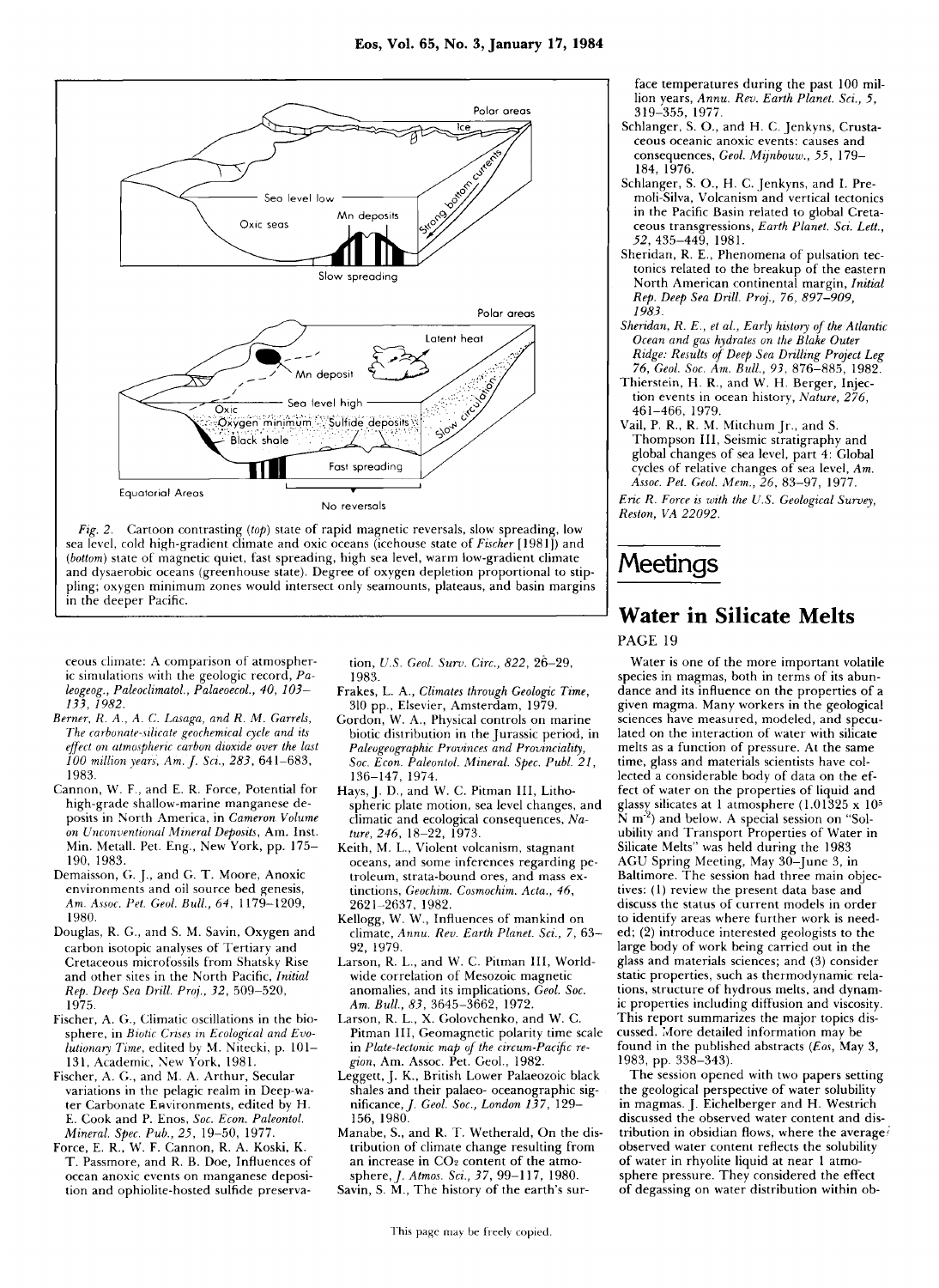*Fig. 2.* Cartoon contrasting (*top*) state of rapid magnetic reversals, slow spreading, low sea level, cold high-gradient climate and oxic oceans (icehouse state of *Fischer* [1981]) and (*bottom*) state of magnetic quiet, fast spreading, high sea level, warm low-gradient climate and dysaerobic oceans (greenhouse state). Degree of oxygen depletion proportional to stippling; oxygen minimum zones would intersect only seamounts, plateaus, and basin margins in the deeper Pacific.

ceous climate: A comparison of atmospheric simulations with the geologic record, *Paleogeog., Paleoclimatol., Palaeoecol., 40*, 103–133, 1982.

Berner, R. A., A. C. Lasaga, and R. M. Garrels, The carbonate-silicate geochemical cycle and its effect on atmospheric carbon dioxide over the last 100 million years, *Am. J. Sci., 283*, 641–683, 1983.

Cannon, W. F., and E. R. Force, Potential for high-grade shallow-marine manganese deposits in North America, in *Cameron Volume on Unconventional Mineral Deposits*, Am. Inst. Min. Metall. Pet. Eng., New York, pp. 175–190, 1983.

Demaisson, G. J., and G. T. Moore, Anoxic environments and oil source bed genesis, *Am. Assoc. Pet. Geol. Bull., 64*, 1179–1209, 1980.

Douglas, R. G., and S. M. Savin, Oxygen and carbon isotopic analyses of Tertiary and Cretaceous microfossils from Shatsky Rise and other sites in the North Pacific, *Initial Rep. Deep Sea Drill. Proj., 32*, 509–520, 1975.

Fischer, A. G., Climatic oscillations in the biosphere, in *Biotic Crises in Ecological and Evolutionary Time*, edited by M. Nitecki, p. 101–131, Academic, New York, 1981.

Fischer, A. G., and M. A. Arthur, Secular variations in the pelagic realm in Deep-water Carbonate Environments, edited by H. E. Cook and P. Enos, *Soc. Econ. Paleontol. Mineral. Spec. Pub., 25*, 19–50, 1977.

Force, E. R., W. F. Cannon, R. A. Koski, K. T. Passmore, and R. B. Doe, Influences of ocean anoxic events on manganese deposition and ophiolite-hosted sulfide preservation, *U.S. Geol. Surv. Circ., 822*, 26–29, 1983.

Frakes, L. A., *Climates through Geologic Time*, 310 pp., Elsevier, Amsterdam, 1979.

Gordon, W. A., Physical controls on marine biotic distribution in the Jurassic period, in *Paleogeographic Provinces and Provinciality*, *Soc. Econ. Paleontol. Mineral. Spec. Publ. 21*, 136–147, 1974.

Hays, J. D., and W. C. Pitman III, Lithospheric plate motion, sea level changes, and climatic and ecological consequences, *Nature, 246*, 18–22, 1973.

Keith, M. L., Violent volcanism, stagnant oceans, and some inferences regarding petroleum, strata-bound ores, and mass extinctions, *Geochim. Cosmochim. Acta., 46*, 2621–2637, 1982.

Kellogg, W. W., Influences of mankind on climate, *Annu. Rev. Earth Planet. Sci., 7*, 63–92, 1979.

Larson, R. L., and W. C. Pitman III, Worldwide correlation of Mesozoic magnetic anomalies, and its implications, *Geol. Soc. Am. Bull., 83*, 3645–3662, 1972.

Larson, R. L., X. Golovchenko, and W. C. Pitman III, Geomagnetic polarity time scale in *Plate-tectonic map of the circum-Pacific region*, Am. Assoc. Pet. Geol., 1982.

Leggett, J. K., British Lower Palaeozoic black shales and their palaeo-oceanographic significance, *J. Geol. Soc., London 137*, 129–156, 1980.

Manabe, S., and R. T. Wetherald, On the distribution of climate change resulting from an increase in $CO_2$ content of the atmosphere, *J. Atmos. Sci., 37*, 99–117, 1980.

Savin, S. M., The history of the earth's surface temperatures during the past 100 million years, *Annu. Rev. Earth Planet. Sci., 5*, 319–355, 1977.

Schlanger, S. O., and H. C. Jenkyns, Cretaceous oceanic anoxic events: causes and consequences, *Geol. Mijnbouw., 55*, 179–184, 1976.

Schlanger, S. O., H. C. Jenkyns, and I. Premoli-Silva, Volcanism and vertical tectonics in the Pacific Basin related to global Cretaceous transgressions, *Earth Planet. Sci. Lett., 52*, 435–449, 1981.

Sheridan, R. E., Phenomena of pulsation tectonics related to the breakup of the eastern North American continental margin, *Initial Rep. Deep Sea Drill. Proj., 76, 897–909, 1983.*

*Sheridan, R. E., et al., Early history of the Atlantic Ocean and gas hydrates on the Blake Outer Ridge: Results of Deep Sea Drilling Project Leg 76, Geol. Soc. Am. Bull., 93,* 876–885, 1982.

Thierstein, H. R., and W. H. Berger, Injection events in ocean history, *Nature, 276*, 461–466, 1979.

Vail, P. R., R. M. Mitchum Jr., and S. Thompson III, Seismic stratigraphy and global changes of sea level, part 4: Global cycles of relative changes of sea level, *Am. Assoc. Pet. Geol. Mem., 26*, 83–97, 1977.

*Eric R. Force is with the U.S. Geological Survey, Reston, VA 22092.*

# Meetings

## Water in Silicate Melts

PAGE 19

Water is one of the more important volatile species in magmas, both in terms of its abundance and its influence on the properties of a given magma. Many workers in the geological sciences have measured, modeled, and speculated on the interaction of water with silicate melts as a function of pressure. At the same time, glass and materials scientists have collected a considerable body of data on the effect of water on the properties of liquid and glassy silicates at 1 atmosphere ($1.01325 \times 10^5$ N m$^{-2}$) and below. A special session on "Solubility and Transport Properties of Water in Silicate Melts" was held during the 1983 AGU Spring Meeting, May 30–June 3, in Baltimore. The session had three main objectives: (1) review the present data base and discuss the status of current models in order to identify areas where further work is needed; (2) introduce interested geologists to the large body of work being carried out in the glass and materials sciences; and (3) consider static properties, such as thermodynamic relations, structure of hydrous melts, and dynamic properties including diffusion and viscosity. This report summarizes the major topics discussed. More detailed information may be found in the published abstracts (*Eos*, May 3, 1983, pp. 338–343).

The session opened with two papers setting the geological perspective of water solubility in magmas. J. Eichelberger and H. Westrich discussed the observed water content and distribution in obsidian flows, where the average observed water content reflects the solubility of water in rhyolite liquid at near 1 atmosphere pressure. They considered the effect of degassing on water distribution within ob-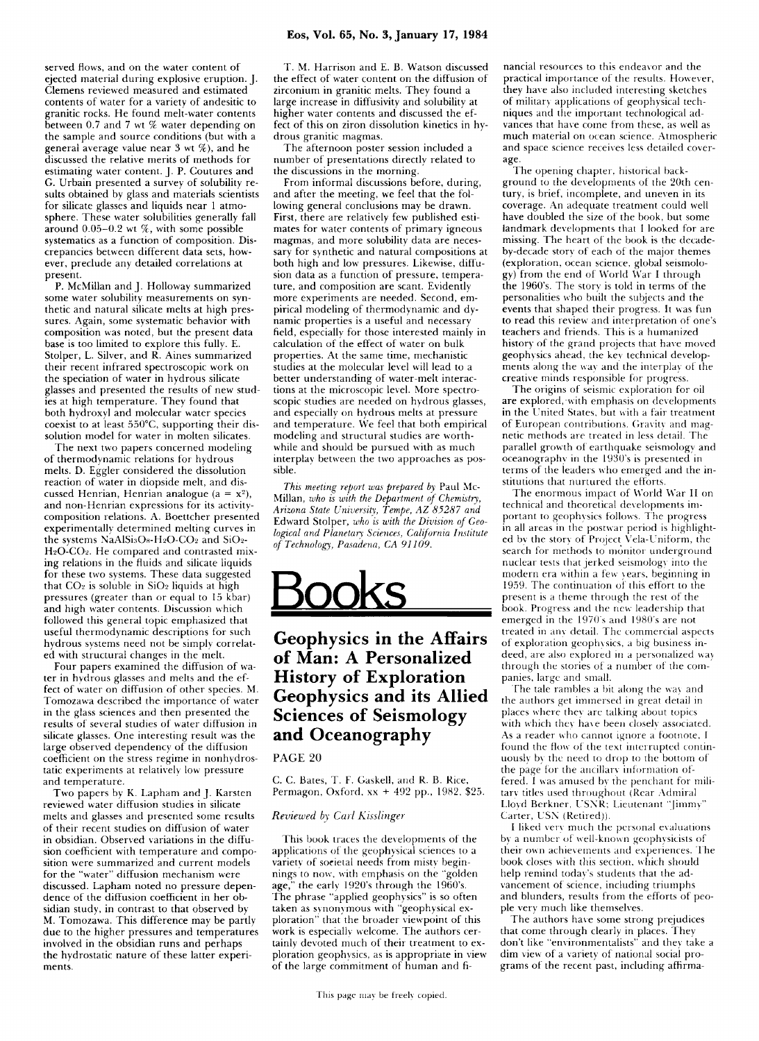served flows, and on the water content of ejected material during explosive eruption. J. Clemens reviewed measured and estimated contents of water for a variety of andesitic to granitic rocks. He found melt-water contents between 0.7 and 7 wt % water depending on the sample and source conditions (but with a general average value near 3 wt %), and he discussed the relative merits of methods for estimating water content. J. P. Coutures and G. Urbain presented a survey of solubility results obtained by glass and materials scientists for silicate glasses and liquids near 1 atmosphere. These water solubilities generally fall around 0.05–0.2 wt %, with some possible systematics as a function of composition. Discrepancies between different data sets, however, preclude any detailed correlations at present.

P. McMillan and J. Holloway summarized some water solubility measurements on synthetic and natural silicate melts at high pressures. Again, some systematic behavior with composition was noted, but the present data base is too limited to explore this fully. E. Stolper, L. Silver, and R. Aines summarized their recent infrared spectroscopic work on the speciation of water in hydrous silicate glasses and presented the results of new studies at high temperature. They found that both hydroxyl and molecular water species coexist to at least 550°C, supporting their dissolution model for water in molten silicates.

The next two papers concerned modeling of thermodynamic relations for hydrous melts. D. Eggler considered the dissolution reaction of water in diopside melt, and discussed Henrian, Henrian analogue ($a = x^2$), and non-Henrian expressions for its activity-composition relations. A. Boettcher presented experimentally determined melting curves in the systems $NaAlSi_3O_8$-$H_2O$-$CO_2$ and $SiO_2$-$H_2O$-$CO_2$. He compared and contrasted mixing relations in the fluids and silicate liquids for these two systems. These data suggested that $CO_2$ is soluble in $SiO_2$ liquids at high pressures (greater than or equal to 15 kbar) and high water contents. Discussion which followed this general topic emphasized that useful thermodynamic descriptions for such hydrous systems need not be simply correlated with structural changes in the melt.

Four papers examined the diffusion of water in hydrous glasses and melts and the effect of water on diffusion of other species. M. Tomozawa described the importance of water in the glass sciences and then presented the results of several studies of water diffusion in silicate glasses. One interesting result was the large observed dependency of the diffusion coefficient on the stress regime in nonhydrostatic experiments at relatively low pressure and temperature.

Two papers by K. Lapham and J. Karsten reviewed water diffusion studies in silicate melts and glasses and presented some results of their recent studies on diffusion of water in obsidian. Observed variations in the diffusion coefficient with temperature and composition were summarized and current models for the "water" diffusion mechanism were discussed. Lapham noted no pressure dependence of the diffusion coefficient in her obsidian study, in contrast to that observed by M. Tomozawa. This difference may be partly due to the higher pressures and temperatures involved in the obsidian runs and perhaps the hydrostatic nature of these latter experiments.

T. M. Harrison and E. B. Watson discussed the effect of water content on the diffusion of zirconium in granitic melts. They found a large increase in diffusivity and solubility at higher water contents and discussed the effect of this on ziron dissolution kinetics in hydrous granitic magmas.

The afternoon poster session included a number of presentations directly related to the discussions in the morning.

From informal discussions before, during, and after the meeting, we feel that the following general conclusions may be drawn. First, there are relatively few published estimates for water contents of primary igneous magmas, and more solubility data are necessary for synthetic and natural compositions at both high and low pressures. Likewise, diffusion data as a function of pressure, temperature, and composition are scant. Evidently more experiments are needed. Second, empirical modeling of thermodynamic and dynamic properties is a useful and necessary field, especially for those interested mainly in calculation of the effect of water on bulk properties. At the same time, mechanistic studies at the molecular level will lead to a better understanding of water-melt interactions at the microscopic level. More spectroscopic studies are needed on hydrous glasses, and especially on hydrous melts at pressure and temperature. We feel that both empirical modeling and structural studies are worthwhile and should be pursued with as much interplay between the two approaches as possible.

*This meeting report was prepared by* Paul McMillan, *who is with the Department of Chemistry, Arizona State University, Tempe, AZ 85287 and* Edward Stolper, *who is with the Division of Geological and Planetary Sciences, California Institute of Technology, Pasadena, CA 91109.*

# Books

## Geophysics in the Affairs of Man: A Personalized History of Exploration Geophysics and its Allied Sciences of Seismology and Oceanography

PAGE 20

C. C. Bates, T. F. Gaskell, and R. B. Rice, Permagon, Oxford, xx + 492 pp., 1982, $25.

*Reviewed by Carl Kisslinger*

This book traces the developments of the applications of the geophysical sciences to a variety of societal needs from misty beginnings to now, with emphasis on the "golden age," the early 1920's through the 1960's. The phrase "applied geophysics" is so often taken as synonymous with "geophysical exploration" that the broader viewpoint of this work is especially welcome. The authors certainly devoted much of their treatment to exploration geophysics, as is appropriate in view of the large commitment of human and financial resources to this endeavor and the practical importance of the results. However, they have also included interesting sketches of military applications of geophysical techniques and the important technological advances that have come from these, as well as much material on ocean science. Atmospheric and space science receives less detailed coverage.

The opening chapter, historical background to the developments of the 20th century, is brief, incomplete, and uneven in its coverage. An adequate treatment could well have doubled the size of the book, but some landmark developments that I looked for are missing. The heart of the book is the decade-by-decade story of each of the major themes (exploration, ocean science, global seismology) from the end of World War I through the 1960's. The story is told in terms of the personalities who built the subjects and the events that shaped their progress. It was fun to read this review and interpretation of one's teachers and friends. This is a humanized history of the grand projects that have moved geophysics ahead, the key technical developments along the way and the interplay of the creative minds responsible for progress.

The origins of seismic exploration for oil are explored, with emphasis on developments in the United States, but with a fair treatment of European contributions. Gravity and magnetic methods are treated in less detail. The parallel growth of earthquake seismology and oceanography in the 1930's is presented in terms of the leaders who emerged and the institutions that nurtured the efforts.

The enormous impact of World War II on technical and theoretical developments important to geophysics follows. The progress in all areas in the postwar period is highlighted by the story of Project Vela-Uniform, the search for methods to monitor underground nuclear tests that jerked seismology into the modern era within a few years, beginning in 1959. The continuation of this effort to the present is a theme through the rest of the book. Progress and the new leadership that emerged in the 1970's and 1980's are not treated in any detail. The commercial aspects of exploration geophysics, a big business indeed, are also explored in a personalized way through the stories of a number of the companies, large and small.

The tale rambles a bit along the way and the authors get immersed in great detail in places where they are talking about topics with which they have been closely associated. As a reader who cannot ignore a footnote, I found the flow of the text interrupted continuously by the need to drop to the bottom of the page for the ancillary information offered. I was amused by the penchant for military titles used throughout (Rear Admiral Lloyd Berkner, USNR; Lieutenant "Jimmy" Carter, USN (Retired)).

I liked very much the personal evaluations by a number of well-known geophysicists of their own achievements and experiences. The book closes with this section, which should help remind today's students that the advancement of science, including triumphs and blunders, results from the efforts of people very much like themselves.

The authors have some strong prejudices that come through clearly in places. They don't like "environmentalists" and they take a dim view of a variety of national social programs of the recent past, including affirma-

This page may be freely copied.